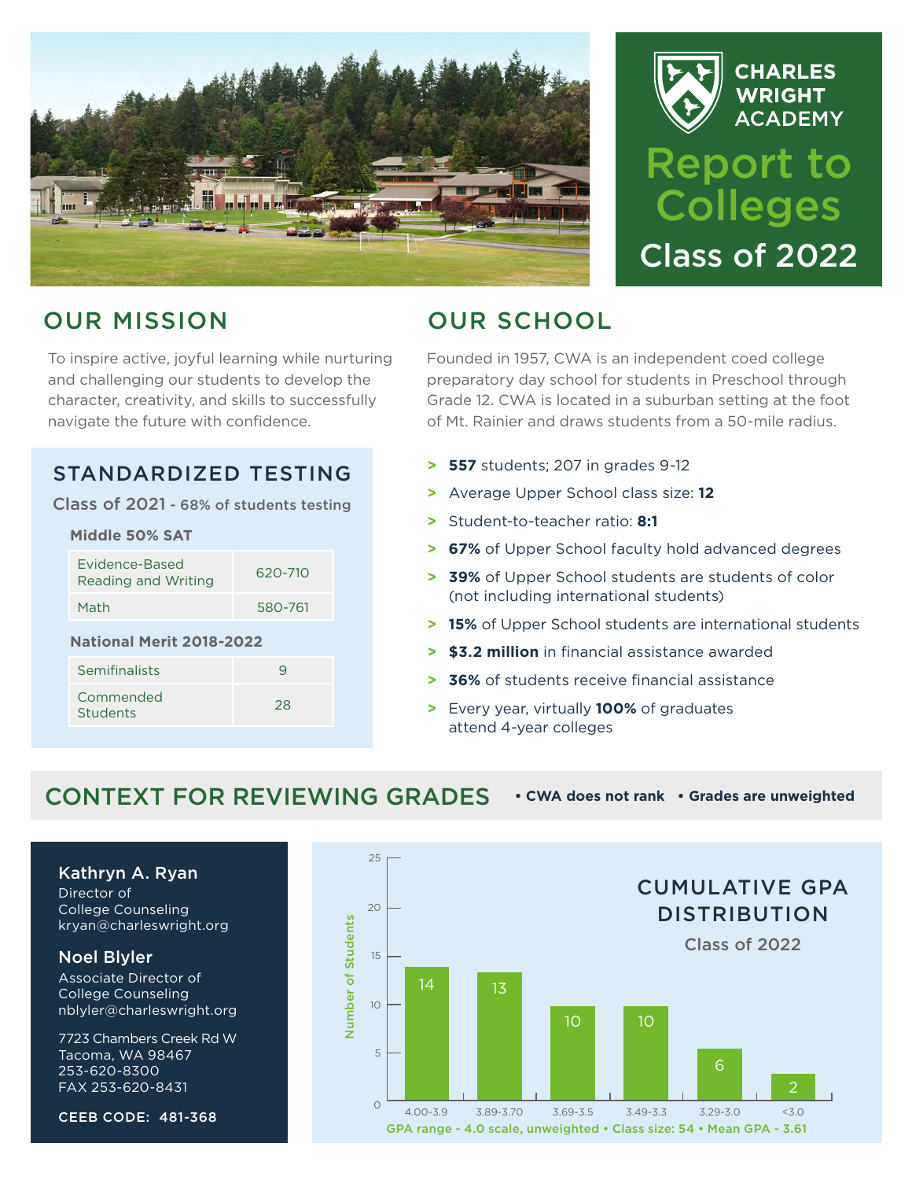# CHARLES WRIGHT ACADEMY

# Report to Colleges

## Class of 2022

## OUR MISSION

To inspire active, joyful learning while nurturing and challenging our students to develop the character, creativity, and skills to successfully navigate the future with confidence.

## STANDARDIZED TESTING

Class of 2021 - 68% of students testing

**Middle 50% SAT**

| | |
|---|---|
| Evidence-Based Reading and Writing | 620-710 |
| Math | 580-761 |

**National Merit 2018-2022**

| | |
|---|---|
| Semifinalists | 9 |
| Commended Students | 28 |

## OUR SCHOOL

Founded in 1957, CWA is an independent coed college preparatory day school for students in Preschool through Grade 12. CWA is located in a suburban setting at the foot of Mt. Rainier and draws students from a 50-mile radius.

- **557** students; 207 in grades 9-12
- Average Upper School class size: **12**
- Student-to-teacher ratio: **8:1**
- **67%** of Upper School faculty hold advanced degrees
- **39%** of Upper School students are students of color (not including international students)
- **15%** of Upper School students are international students
- **$3.2 million** in financial assistance awarded
- **36%** of students receive financial assistance
- Every year, virtually **100%** of graduates attend 4-year colleges

## CONTEXT FOR REVIEWING GRADES

• **CWA does not rank** • **Grades are unweighted**

**Kathryn A. Ryan**
Director of College Counseling
kryan@charleswright.org

**Noel Blyler**
Associate Director of College Counseling
nblyler@charleswright.org

7723 Chambers Creek Rd W
Tacoma, WA 98467
253-620-8300
FAX 253-620-8431

**CEEB CODE: 481-368**

### CUMULATIVE GPA DISTRIBUTION

Class of 2022

| GPA range | Number of Students |
|---|---|
| 4.00-3.9 | 14 |
| 3.89-3.70 | 13 |
| 3.69-3.5 | 10 |
| 3.49-3.3 | 10 |
| 3.29-3.0 | 6 |
| <3.0 | 2 |

GPA range - 4.0 scale, unweighted • Class size: 54 • Mean GPA - 3.61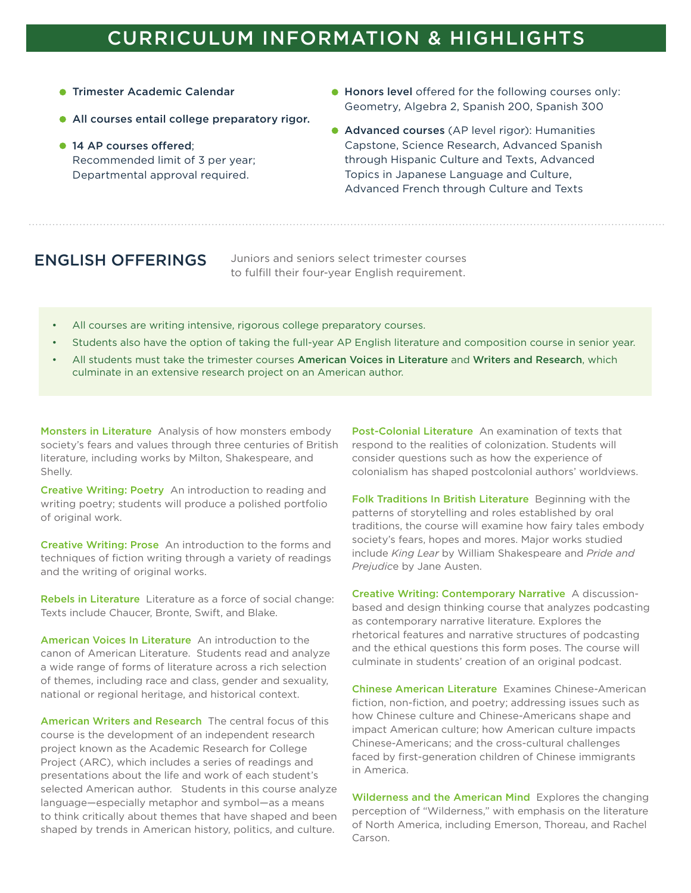# CURRICULUM INFORMATION & HIGHLIGHTS

- **Trimester Academic Calendar**
- **All courses entail college preparatory rigor.**
- **14 AP courses offered**; Recommended limit of 3 per year; Departmental approval required.
- **Honors level** offered for the following courses only: Geometry, Algebra 2, Spanish 200, Spanish 300
- **Advanced courses** (AP level rigor): Humanities Capstone, Science Research, Advanced Spanish through Hispanic Culture and Texts, Advanced Topics in Japanese Language and Culture, Advanced French through Culture and Texts

## ENGLISH OFFERINGS

Juniors and seniors select trimester courses to fulfill their four-year English requirement.

- All courses are writing intensive, rigorous college preparatory courses.
- Students also have the option of taking the full-year AP English literature and composition course in senior year.
- All students must take the trimester courses **American Voices in Literature** and **Writers and Research**, which culminate in an extensive research project on an American author.

**Monsters in Literature** Analysis of how monsters embody society's fears and values through three centuries of British literature, including works by Milton, Shakespeare, and Shelly.

**Creative Writing: Poetry** An introduction to reading and writing poetry; students will produce a polished portfolio of original work.

**Creative Writing: Prose** An introduction to the forms and techniques of fiction writing through a variety of readings and the writing of original works.

**Rebels in Literature** Literature as a force of social change: Texts include Chaucer, Bronte, Swift, and Blake.

**American Voices In Literature** An introduction to the canon of American Literature. Students read and analyze a wide range of forms of literature across a rich selection of themes, including race and class, gender and sexuality, national or regional heritage, and historical context.

**American Writers and Research** The central focus of this course is the development of an independent research project known as the Academic Research for College Project (ARC), which includes a series of readings and presentations about the life and work of each student's selected American author. Students in this course analyze language—especially metaphor and symbol—as a means to think critically about themes that have shaped and been shaped by trends in American history, politics, and culture.

**Post-Colonial Literature** An examination of texts that respond to the realities of colonization. Students will consider questions such as how the experience of colonialism has shaped postcolonial authors' worldviews.

**Folk Traditions In British Literature** Beginning with the patterns of storytelling and roles established by oral traditions, the course will examine how fairy tales embody society's fears, hopes and mores. Major works studied include *King Lear* by William Shakespeare and *Pride and Prejudice* by Jane Austen.

**Creative Writing: Contemporary Narrative** A discussion-based and design thinking course that analyzes podcasting as contemporary narrative literature. Explores the rhetorical features and narrative structures of podcasting and the ethical questions this form poses. The course will culminate in students' creation of an original podcast.

**Chinese American Literature** Examines Chinese-American fiction, non-fiction, and poetry; addressing issues such as how Chinese culture and Chinese-Americans shape and impact American culture; how American culture impacts Chinese-Americans; and the cross-cultural challenges faced by first-generation children of Chinese immigrants in America.

**Wilderness and the American Mind** Explores the changing perception of "Wilderness," with emphasis on the literature of North America, including Emerson, Thoreau, and Rachel Carson.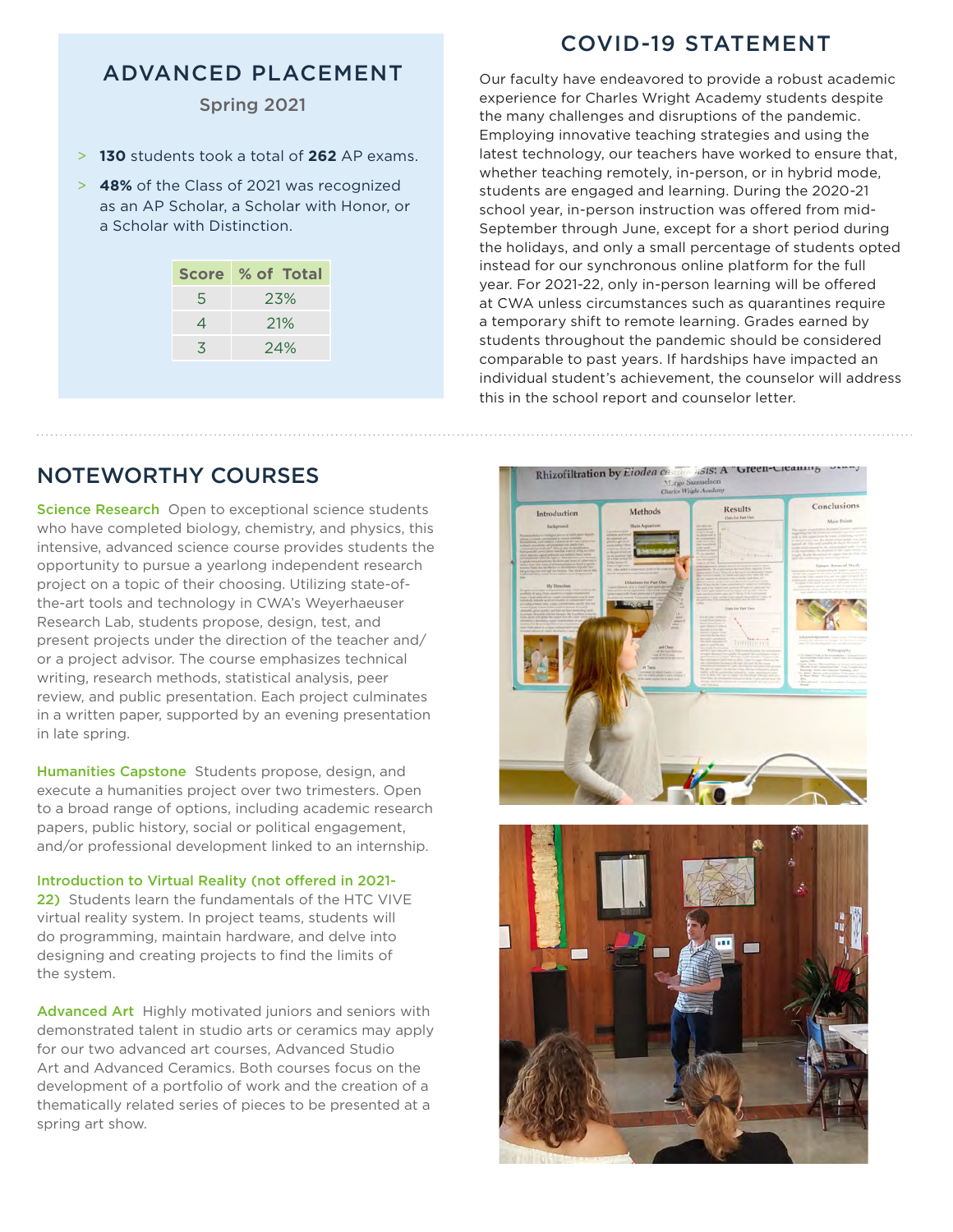## ADVANCED PLACEMENT

Spring 2021

- **130** students took a total of **262** AP exams.
- **48%** of the Class of 2021 was recognized as an AP Scholar, a Scholar with Honor, or a Scholar with Distinction.

| Score | % of Total |
| --- | --- |
| 5 | 23% |
| 4 | 21% |
| 3 | 24% |

## COVID-19 STATEMENT

Our faculty have endeavored to provide a robust academic experience for Charles Wright Academy students despite the many challenges and disruptions of the pandemic. Employing innovative teaching strategies and using the latest technology, our teachers have worked to ensure that, whether teaching remotely, in-person, or in hybrid mode, students are engaged and learning. During the 2020-21 school year, in-person instruction was offered from mid-September through June, except for a short period during the holidays, and only a small percentage of students opted instead for our synchronous online platform for the full year. For 2021-22, only in-person learning will be offered at CWA unless circumstances such as quarantines require a temporary shift to remote learning. Grades earned by students throughout the pandemic should be considered comparable to past years. If hardships have impacted an individual student's achievement, the counselor will address this in the school report and counselor letter.

## NOTEWORTHY COURSES

**Science Research** Open to exceptional science students who have completed biology, chemistry, and physics, this intensive, advanced science course provides students the opportunity to pursue a yearlong independent research project on a topic of their choosing. Utilizing state-of-the-art tools and technology in CWA's Weyerhaeuser Research Lab, students propose, design, test, and present projects under the direction of the teacher and/or a project advisor. The course emphasizes technical writing, research methods, statistical analysis, peer review, and public presentation. Each project culminates in a written paper, supported by an evening presentation in late spring.

**Humanities Capstone** Students propose, design, and execute a humanities project over two trimesters. Open to a broad range of options, including academic research papers, public history, social or political engagement, and/or professional development linked to an internship.

**Introduction to Virtual Reality (not offered in 2021-22)** Students learn the fundamentals of the HTC VIVE virtual reality system. In project teams, students will do programming, maintain hardware, and delve into designing and creating projects to find the limits of the system.

**Advanced Art** Highly motivated juniors and seniors with demonstrated talent in studio arts or ceramics may apply for our two advanced art courses, Advanced Studio Art and Advanced Ceramics. Both courses focus on the development of a portfolio of work and the creation of a thematically related series of pieces to be presented at a spring art show.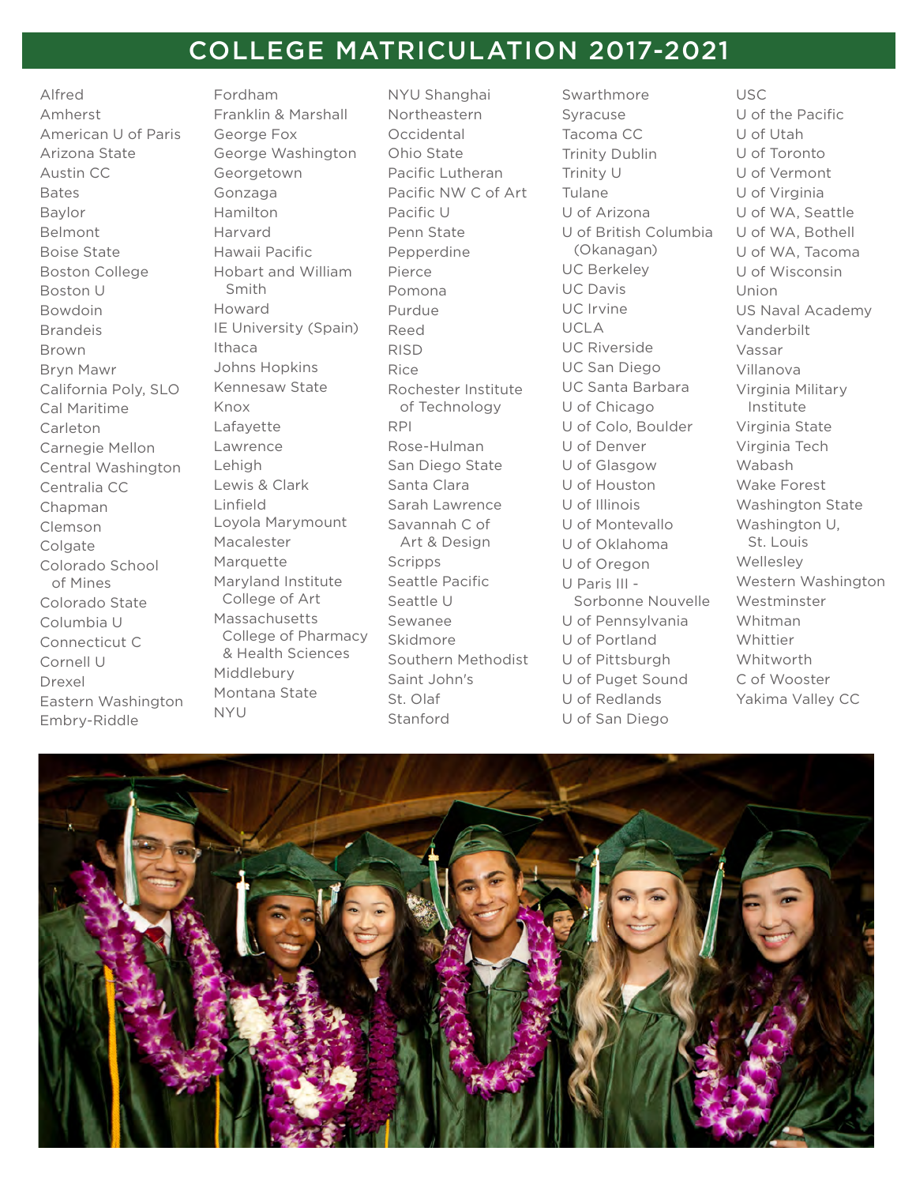# COLLEGE MATRICULATION 2017-2021

- Alfred
- Amherst
- American U of Paris
- Arizona State
- Austin CC
- Bates
- Baylor
- Belmont
- Boise State
- Boston College
- Boston U
- Bowdoin
- Brandeis
- Brown
- Bryn Mawr
- California Poly, SLO
- Cal Maritime
- Carleton
- Carnegie Mellon
- Central Washington
- Centralia CC
- Chapman
- Clemson
- Colgate
- Colorado School of Mines
- Colorado State
- Columbia U
- Connecticut C
- Cornell U
- Drexel
- Eastern Washington
- Embry-Riddle
- Fordham
- Franklin & Marshall
- George Fox
- George Washington
- Georgetown
- Gonzaga
- Hamilton
- Harvard
- Hawaii Pacific
- Hobart and William Smith
- Howard
- IE University (Spain)
- Ithaca
- Johns Hopkins
- Kennesaw State
- Knox
- Lafayette
- Lawrence
- Lehigh
- Lewis & Clark
- Linfield
- Loyola Marymount
- Macalester
- Marquette
- Maryland Institute College of Art
- Massachusetts College of Pharmacy & Health Sciences
- Middlebury
- Montana State
- NYU
- NYU Shanghai
- Northeastern
- Occidental
- Ohio State
- Pacific Lutheran
- Pacific NW C of Art
- Pacific U
- Penn State
- Pepperdine
- Pierce
- Pomona
- Purdue
- Reed
- RISD
- Rice
- Rochester Institute of Technology
- RPI
- Rose-Hulman
- San Diego State
- Santa Clara
- Sarah Lawrence
- Savannah C of Art & Design
- Scripps
- Seattle Pacific
- Seattle U
- Sewanee
- Skidmore
- Southern Methodist
- Saint John's
- St. Olaf
- Stanford
- Swarthmore
- Syracuse
- Tacoma CC
- Trinity Dublin
- Trinity U
- Tulane
- U of Arizona
- U of British Columbia (Okanagan)
- UC Berkeley
- UC Davis
- UC Irvine
- UCLA
- UC Riverside
- UC San Diego
- UC Santa Barbara
- U of Chicago
- U of Colo, Boulder
- U of Denver
- U of Glasgow
- U of Houston
- U of Illinois
- U of Montevallo
- U of Oklahoma
- U of Oregon
- U Paris III - Sorbonne Nouvelle
- U of Pennsylvania
- U of Portland
- U of Pittsburgh
- U of Puget Sound
- U of Redlands
- U of San Diego
- USC
- U of the Pacific
- U of Utah
- U of Toronto
- U of Vermont
- U of Virginia
- U of WA, Seattle
- U of WA, Bothell
- U of WA, Tacoma
- U of Wisconsin
- Union
- US Naval Academy
- Vanderbilt
- Vassar
- Villanova
- Virginia Military Institute
- Virginia State
- Virginia Tech
- Wabash
- Wake Forest
- Washington State
- Washington U, St. Louis
- Wellesley
- Western Washington
- Westminster
- Whitman
- Whittier
- Whitworth
- C of Wooster
- Yakima Valley CC